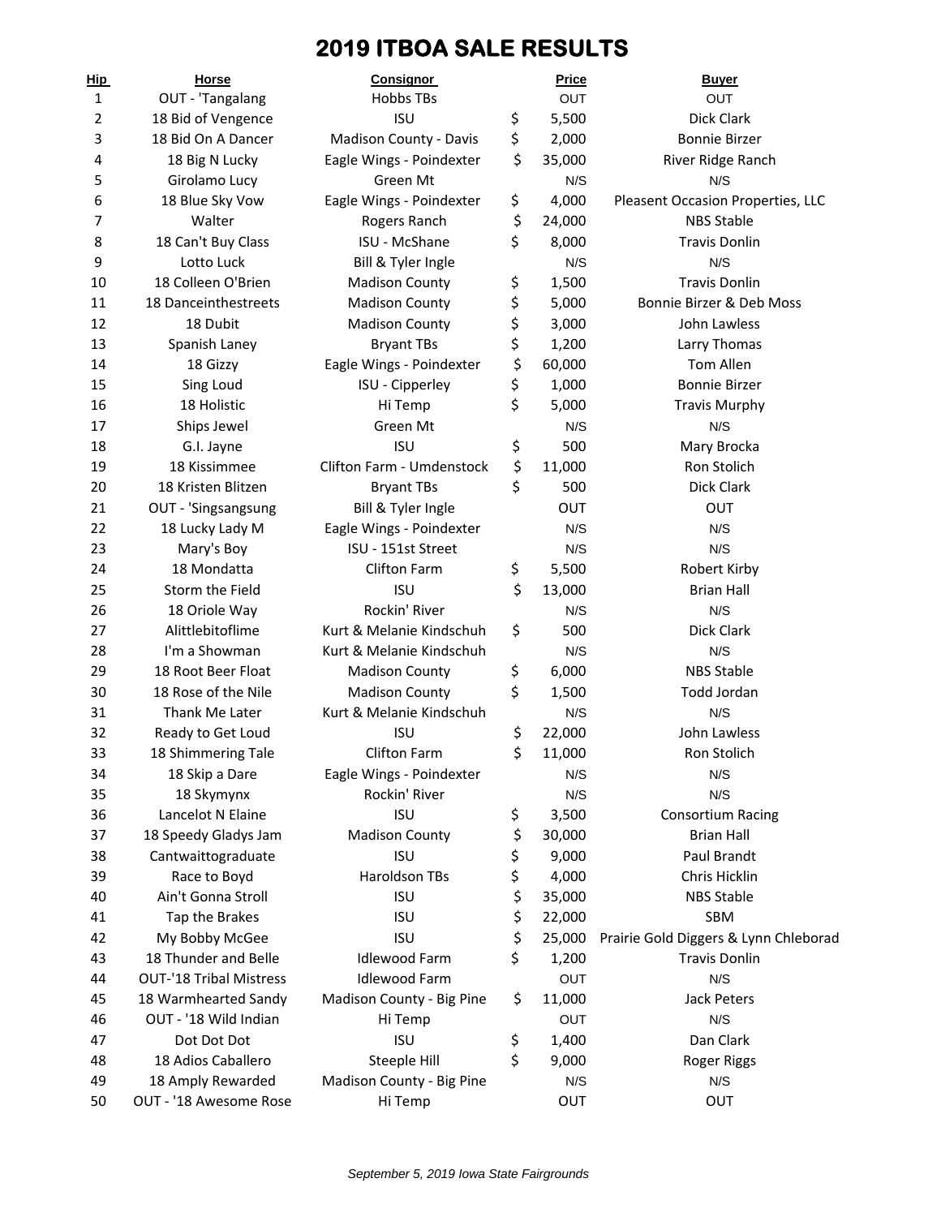# 2019 ITBOA SALE RESULTS

| Hip | Horse | Consignor | Price | Buyer |
|---|---|---|---|---|
| 1 | OUT - 'Tangalang | Hobbs TBs | OUT | OUT |
| 2 | 18 Bid of Vengence | ISU | $ 5,500 | Dick Clark |
| 3 | 18 Bid On A Dancer | Madison County - Davis | $ 2,000 | Bonnie Birzer |
| 4 | 18 Big N Lucky | Eagle Wings - Poindexter | $ 35,000 | River Ridge Ranch |
| 5 | Girolamo Lucy | Green Mt | N/S | N/S |
| 6 | 18 Blue Sky Vow | Eagle Wings - Poindexter | $ 4,000 | Pleasent Occasion Properties, LLC |
| 7 | Walter | Rogers Ranch | $ 24,000 | NBS Stable |
| 8 | 18 Can't Buy Class | ISU - McShane | $ 8,000 | Travis Donlin |
| 9 | Lotto Luck | Bill & Tyler Ingle | N/S | N/S |
| 10 | 18 Colleen O'Brien | Madison County | $ 1,500 | Travis Donlin |
| 11 | 18 Danceinthestreets | Madison County | $ 5,000 | Bonnie Birzer & Deb Moss |
| 12 | 18 Dubit | Madison County | $ 3,000 | John Lawless |
| 13 | Spanish Laney | Bryant TBs | $ 1,200 | Larry Thomas |
| 14 | 18 Gizzy | Eagle Wings - Poindexter | $ 60,000 | Tom Allen |
| 15 | Sing Loud | ISU - Cipperley | $ 1,000 | Bonnie Birzer |
| 16 | 18 Holistic | Hi Temp | $ 5,000 | Travis Murphy |
| 17 | Ships Jewel | Green Mt | N/S | N/S |
| 18 | G.I. Jayne | ISU | $ 500 | Mary Brocka |
| 19 | 18 Kissimmee | Clifton Farm - Umdenstock | $ 11,000 | Ron Stolich |
| 20 | 18 Kristen Blitzen | Bryant TBs | $ 500 | Dick Clark |
| 21 | OUT - 'Singsangsung | Bill & Tyler Ingle | OUT | OUT |
| 22 | 18 Lucky Lady M | Eagle Wings - Poindexter | N/S | N/S |
| 23 | Mary's Boy | ISU - 151st Street | N/S | N/S |
| 24 | 18 Mondatta | Clifton Farm | $ 5,500 | Robert Kirby |
| 25 | Storm the Field | ISU | $ 13,000 | Brian Hall |
| 26 | 18 Oriole Way | Rockin' River | N/S | N/S |
| 27 | Alittlebitoflime | Kurt & Melanie Kindschuh | $ 500 | Dick Clark |
| 28 | I'm a Showman | Kurt & Melanie Kindschuh | N/S | N/S |
| 29 | 18 Root Beer Float | Madison County | $ 6,000 | NBS Stable |
| 30 | 18 Rose of the Nile | Madison County | $ 1,500 | Todd Jordan |
| 31 | Thank Me Later | Kurt & Melanie Kindschuh | N/S | N/S |
| 32 | Ready to Get Loud | ISU | $ 22,000 | John Lawless |
| 33 | 18 Shimmering Tale | Clifton Farm | $ 11,000 | Ron Stolich |
| 34 | 18 Skip a Dare | Eagle Wings - Poindexter | N/S | N/S |
| 35 | 18 Skymynx | Rockin' River | N/S | N/S |
| 36 | Lancelot N Elaine | ISU | $ 3,500 | Consortium Racing |
| 37 | 18 Speedy Gladys Jam | Madison County | $ 30,000 | Brian Hall |
| 38 | Cantwaittograduate | ISU | $ 9,000 | Paul Brandt |
| 39 | Race to Boyd | Haroldson TBs | $ 4,000 | Chris Hicklin |
| 40 | Ain't Gonna Stroll | ISU | $ 35,000 | NBS Stable |
| 41 | Tap the Brakes | ISU | $ 22,000 | SBM |
| 42 | My Bobby McGee | ISU | $ 25,000 | Prairie Gold Diggers & Lynn Chleborad |
| 43 | 18 Thunder and Belle | Idlewood Farm | $ 1,200 | Travis Donlin |
| 44 | OUT-'18 Tribal Mistress | Idlewood Farm | OUT | N/S |
| 45 | 18 Warmhearted Sandy | Madison County - Big Pine | $ 11,000 | Jack Peters |
| 46 | OUT - '18 Wild Indian | Hi Temp | OUT | N/S |
| 47 | Dot Dot Dot | ISU | $ 1,400 | Dan Clark |
| 48 | 18 Adios Caballero | Steeple Hill | $ 9,000 | Roger Riggs |
| 49 | 18 Amply Rewarded | Madison County - Big Pine | N/S | N/S |
| 50 | OUT - '18 Awesome Rose | Hi Temp | OUT | OUT |

*September 5, 2019 Iowa State Fairgrounds*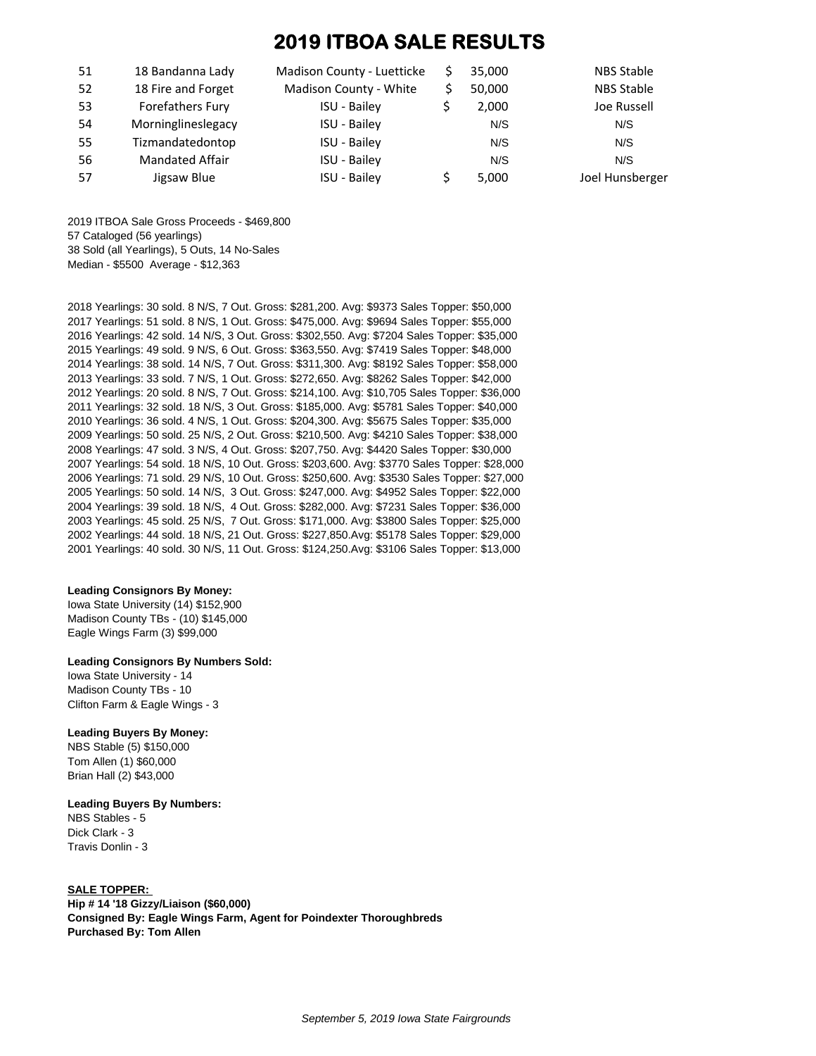# 2019 ITBOA SALE RESULTS

| | | | | |
|---|---|---|---|---|
| 51 | 18 Bandanna Lady | Madison County - Luetticke | $ 35,000 | NBS Stable |
| 52 | 18 Fire and Forget | Madison County - White | $ 50,000 | NBS Stable |
| 53 | Forefathers Fury | ISU - Bailey | $ 2,000 | Joe Russell |
| 54 | Morninglineslegacy | ISU - Bailey | N/S | N/S |
| 55 | Tizmandatedontop | ISU - Bailey | N/S | N/S |
| 56 | Mandated Affair | ISU - Bailey | N/S | N/S |
| 57 | Jigsaw Blue | ISU - Bailey | $ 5,000 | Joel Hunsberger |

2019 ITBOA Sale Gross Proceeds - $469,800
57 Cataloged (56 yearlings)
38 Sold (all Yearlings), 5 Outs, 14 No-Sales
Median - $5500 Average - $12,363

2018 Yearlings: 30 sold. 8 N/S, 7 Out. Gross: $281,200. Avg: $9373 Sales Topper: $50,000
2017 Yearlings: 51 sold. 8 N/S, 1 Out. Gross: $475,000. Avg: $9694 Sales Topper: $55,000
2016 Yearlings: 42 sold. 14 N/S, 3 Out. Gross: $302,550. Avg: $7204 Sales Topper: $35,000
2015 Yearlings: 49 sold. 9 N/S, 6 Out. Gross: $363,550. Avg: $7419 Sales Topper: $48,000
2014 Yearlings: 38 sold. 14 N/S, 7 Out. Gross: $311,300. Avg: $8192 Sales Topper: $58,000
2013 Yearlings: 33 sold. 7 N/S, 1 Out. Gross: $272,650. Avg: $8262 Sales Topper: $42,000
2012 Yearlings: 20 sold. 8 N/S, 7 Out. Gross: $214,100. Avg: $10,705 Sales Topper: $36,000
2011 Yearlings: 32 sold. 18 N/S, 3 Out. Gross: $185,000. Avg: $5781 Sales Topper: $40,000
2010 Yearlings: 36 sold. 4 N/S, 1 Out. Gross: $204,300. Avg: $5675 Sales Topper: $35,000
2009 Yearlings: 50 sold. 25 N/S, 2 Out. Gross: $210,500. Avg: $4210 Sales Topper: $38,000
2008 Yearlings: 47 sold. 3 N/S, 4 Out. Gross: $207,750. Avg: $4420 Sales Topper: $30,000
2007 Yearlings: 54 sold. 18 N/S, 10 Out. Gross: $203,600. Avg: $3770 Sales Topper: $28,000
2006 Yearlings: 71 sold. 29 N/S, 10 Out. Gross: $250,600. Avg: $3530 Sales Topper: $27,000
2005 Yearlings: 50 sold. 14 N/S, 3 Out. Gross: $247,000. Avg: $4952 Sales Topper: $22,000
2004 Yearlings: 39 sold. 18 N/S, 4 Out. Gross: $282,000. Avg: $7231 Sales Topper: $36,000
2003 Yearlings: 45 sold. 25 N/S, 7 Out. Gross: $171,000. Avg: $3800 Sales Topper: $25,000
2002 Yearlings: 44 sold. 18 N/S, 21 Out. Gross: $227,850.Avg: $5178 Sales Topper: $29,000
2001 Yearlings: 40 sold. 30 N/S, 11 Out. Gross: $124,250.Avg: $3106 Sales Topper: $13,000

**Leading Consignors By Money:**
Iowa State University (14) $152,900
Madison County TBs - (10) $145,000
Eagle Wings Farm (3) $99,000

**Leading Consignors By Numbers Sold:**
Iowa State University - 14
Madison County TBs - 10
Clifton Farm & Eagle Wings - 3

**Leading Buyers By Money:**
NBS Stable (5) $150,000
Tom Allen (1) $60,000
Brian Hall (2) $43,000

**Leading Buyers By Numbers:**
NBS Stables - 5
Dick Clark - 3
Travis Donlin - 3

**SALE TOPPER:**
**Hip # 14 '18 Gizzy/Liaison ($60,000)**
**Consigned By: Eagle Wings Farm, Agent for Poindexter Thoroughbreds**
**Purchased By: Tom Allen**

*September 5, 2019 Iowa State Fairgrounds*